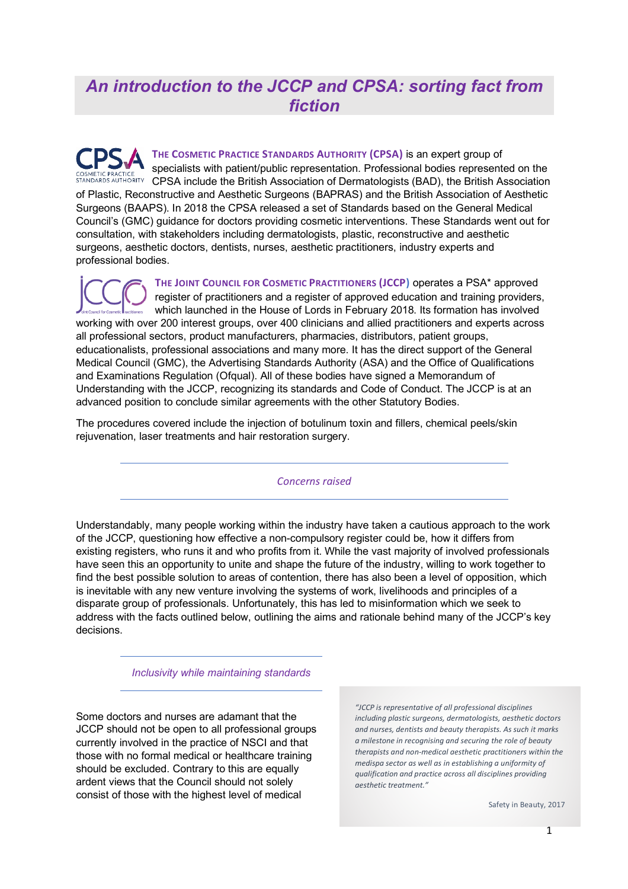# An introduction to the JCCP and CPSA: sorting fact from fiction

**The Cosmetic Practice Standards Authority (CPSA)** is an expert group of specialists with patient/public representation. Professional bodies represented on the CPSA include the British Association of Dermatologists (BAD), the British Association of Plastic, Reconstructive and Aesthetic Surgeons (BAPRAS) and the British Association of Aesthetic Surgeons (BAAPS). In 2018 the CPSA released a set of Standards based on the General Medical Council's (GMC) guidance for doctors providing cosmetic interventions. These Standards went out for consultation, with stakeholders including dermatologists, plastic, reconstructive and aesthetic surgeons, aesthetic doctors, dentists, nurses, aesthetic practitioners, industry experts and professional bodies.

**The Joint Council for Cosmetic Practitioners (JCCP)** operates a PSA* approved register of practitioners and a register of approved education and training providers, which launched in the House of Lords in February 2018. Its formation has involved working with over 200 interest groups, over 400 clinicians and allied practitioners and experts across all professional sectors, product manufacturers, pharmacies, distributors, patient groups, educationalists, professional associations and many more. It has the direct support of the General Medical Council (GMC), the Advertising Standards Authority (ASA) and the Office of Qualifications and Examinations Regulation (Ofqual). All of these bodies have signed a Memorandum of Understanding with the JCCP, recognizing its standards and Code of Conduct. The JCCP is at an advanced position to conclude similar agreements with the other Statutory Bodies.

The procedures covered include the injection of botulinum toxin and fillers, chemical peels/skin rejuvenation, laser treatments and hair restoration surgery.

## *Concerns raised*

Understandably, many people working within the industry have taken a cautious approach to the work of the JCCP, questioning how effective a non-compulsory register could be, how it differs from existing registers, who runs it and who profits from it. While the vast majority of involved professionals have seen this an opportunity to unite and shape the future of the industry, willing to work together to find the best possible solution to areas of contention, there has also been a level of opposition, which is inevitable with any new venture involving the systems of work, livelihoods and principles of a disparate group of professionals. Unfortunately, this has led to misinformation which we seek to address with the facts outlined below, outlining the aims and rationale behind many of the JCCP's key decisions.

## *Inclusivity while maintaining standards*

Some doctors and nurses are adamant that the JCCP should not be open to all professional groups currently involved in the practice of NSCI and that those with no formal medical or healthcare training should be excluded. Contrary to this are equally ardent views that the Council should not solely consist of those with the highest level of medical

> *"JCCP is representative of all professional disciplines including plastic surgeons, dermatologists, aesthetic doctors and nurses, dentists and beauty therapists. As such it marks a milestone in recognising and securing the role of beauty therapists and non-medical aesthetic practitioners within the medispa sector as well as in establishing a uniformity of qualification and practice across all disciplines providing aesthetic treatment."*
>
> Safety in Beauty, 2017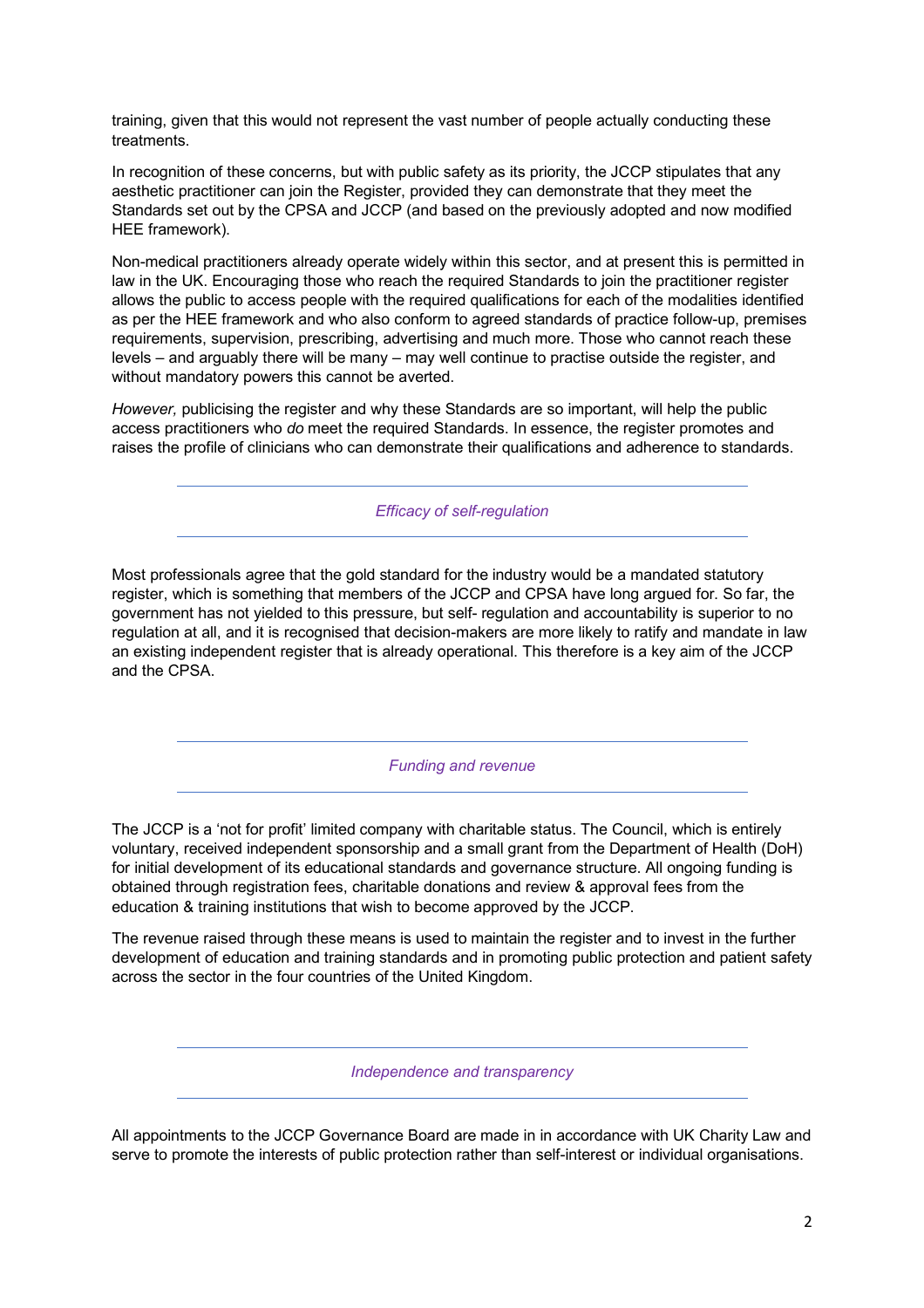training, given that this would not represent the vast number of people actually conducting these treatments.

In recognition of these concerns, but with public safety as its priority, the JCCP stipulates that any aesthetic practitioner can join the Register, provided they can demonstrate that they meet the Standards set out by the CPSA and JCCP (and based on the previously adopted and now modified HEE framework).

Non-medical practitioners already operate widely within this sector, and at present this is permitted in law in the UK. Encouraging those who reach the required Standards to join the practitioner register allows the public to access people with the required qualifications for each of the modalities identified as per the HEE framework and who also conform to agreed standards of practice follow-up, premises requirements, supervision, prescribing, advertising and much more. Those who cannot reach these levels – and arguably there will be many – may well continue to practise outside the register, and without mandatory powers this cannot be averted.

*However,* publicising the register and why these Standards are so important, will help the public access practitioners who *do* meet the required Standards. In essence, the register promotes and raises the profile of clinicians who can demonstrate their qualifications and adherence to standards.

---

### *Efficacy of self-regulation*

---

Most professionals agree that the gold standard for the industry would be a mandated statutory register, which is something that members of the JCCP and CPSA have long argued for. So far, the government has not yielded to this pressure, but self- regulation and accountability is superior to no regulation at all, and it is recognised that decision-makers are more likely to ratify and mandate in law an existing independent register that is already operational. This therefore is a key aim of the JCCP and the CPSA.

---

### *Funding and revenue*

---

The JCCP is a 'not for profit' limited company with charitable status. The Council, which is entirely voluntary, received independent sponsorship and a small grant from the Department of Health (DoH) for initial development of its educational standards and governance structure. All ongoing funding is obtained through registration fees, charitable donations and review & approval fees from the education & training institutions that wish to become approved by the JCCP.

The revenue raised through these means is used to maintain the register and to invest in the further development of education and training standards and in promoting public protection and patient safety across the sector in the four countries of the United Kingdom.

---

### *Independence and transparency*

---

All appointments to the JCCP Governance Board are made in in accordance with UK Charity Law and serve to promote the interests of public protection rather than self-interest or individual organisations.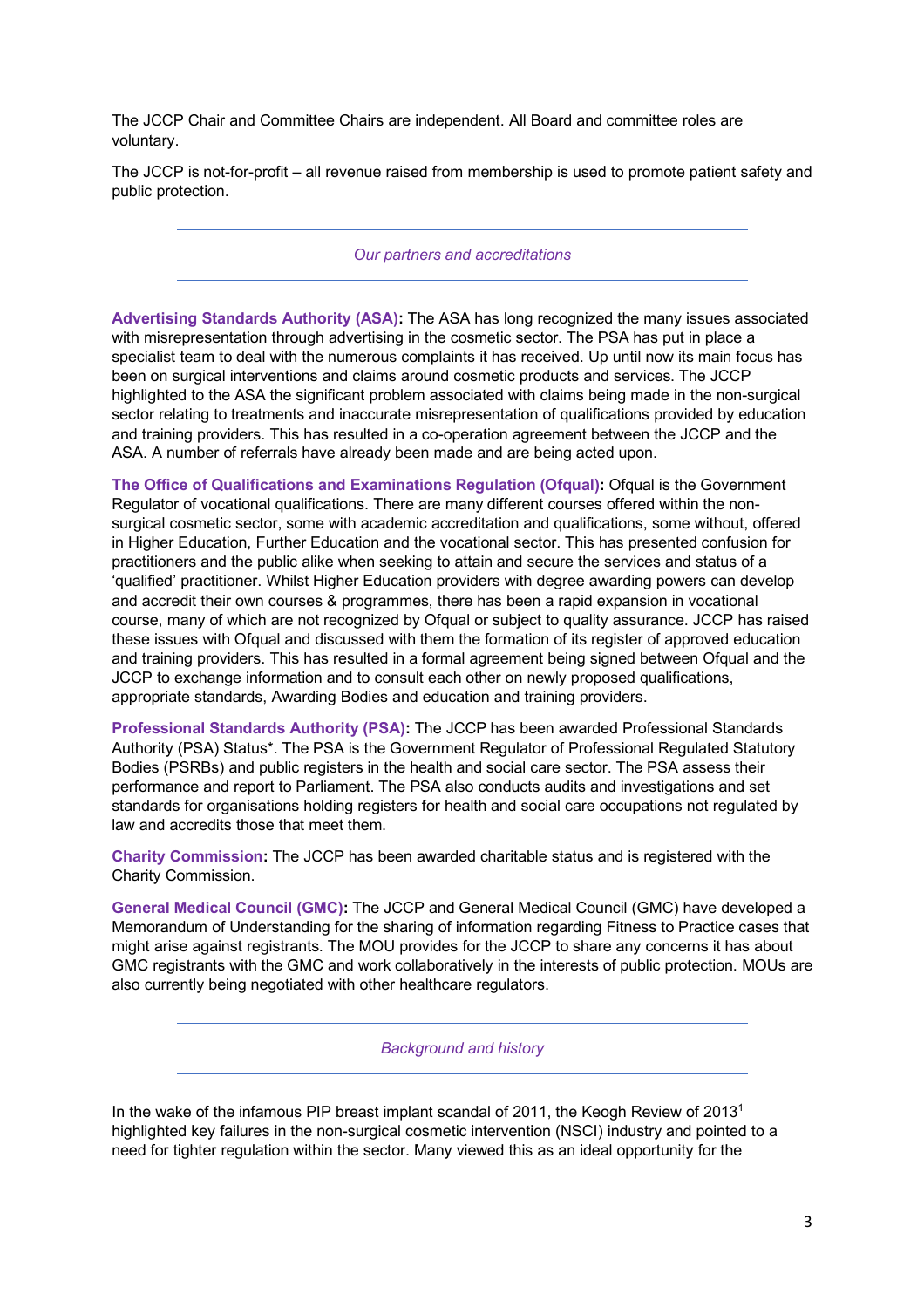The JCCP Chair and Committee Chairs are independent. All Board and committee roles are voluntary.

The JCCP is not-for-profit – all revenue raised from membership is used to promote patient safety and public protection.

---

*Our partners and accreditations*

---

**Advertising Standards Authority (ASA):** The ASA has long recognized the many issues associated with misrepresentation through advertising in the cosmetic sector. The PSA has put in place a specialist team to deal with the numerous complaints it has received. Up until now its main focus has been on surgical interventions and claims around cosmetic products and services. The JCCP highlighted to the ASA the significant problem associated with claims being made in the non-surgical sector relating to treatments and inaccurate misrepresentation of qualifications provided by education and training providers. This has resulted in a co-operation agreement between the JCCP and the ASA. A number of referrals have already been made and are being acted upon.

**The Office of Qualifications and Examinations Regulation (Ofqual):** Ofqual is the Government Regulator of vocational qualifications. There are many different courses offered within the non-surgical cosmetic sector, some with academic accreditation and qualifications, some without, offered in Higher Education, Further Education and the vocational sector. This has presented confusion for practitioners and the public alike when seeking to attain and secure the services and status of a 'qualified' practitioner. Whilst Higher Education providers with degree awarding powers can develop and accredit their own courses & programmes, there has been a rapid expansion in vocational course, many of which are not recognized by Ofqual or subject to quality assurance. JCCP has raised these issues with Ofqual and discussed with them the formation of its register of approved education and training providers. This has resulted in a formal agreement being signed between Ofqual and the JCCP to exchange information and to consult each other on newly proposed qualifications, appropriate standards, Awarding Bodies and education and training providers.

**Professional Standards Authority (PSA):** The JCCP has been awarded Professional Standards Authority (PSA) Status*. The PSA is the Government Regulator of Professional Regulated Statutory Bodies (PSRBs) and public registers in the health and social care sector. The PSA assess their performance and report to Parliament. The PSA also conducts audits and investigations and set standards for organisations holding registers for health and social care occupations not regulated by law and accredits those that meet them.

**Charity Commission:** The JCCP has been awarded charitable status and is registered with the Charity Commission.

**General Medical Council (GMC):** The JCCP and General Medical Council (GMC) have developed a Memorandum of Understanding for the sharing of information regarding Fitness to Practice cases that might arise against registrants. The MOU provides for the JCCP to share any concerns it has about GMC registrants with the GMC and work collaboratively in the interests of public protection. MOUs are also currently being negotiated with other healthcare regulators.

---

*Background and history*

---

In the wake of the infamous PIP breast implant scandal of 2011, the Keogh Review of 2013[1] highlighted key failures in the non-surgical cosmetic intervention (NSCI) industry and pointed to a need for tighter regulation within the sector. Many viewed this as an ideal opportunity for the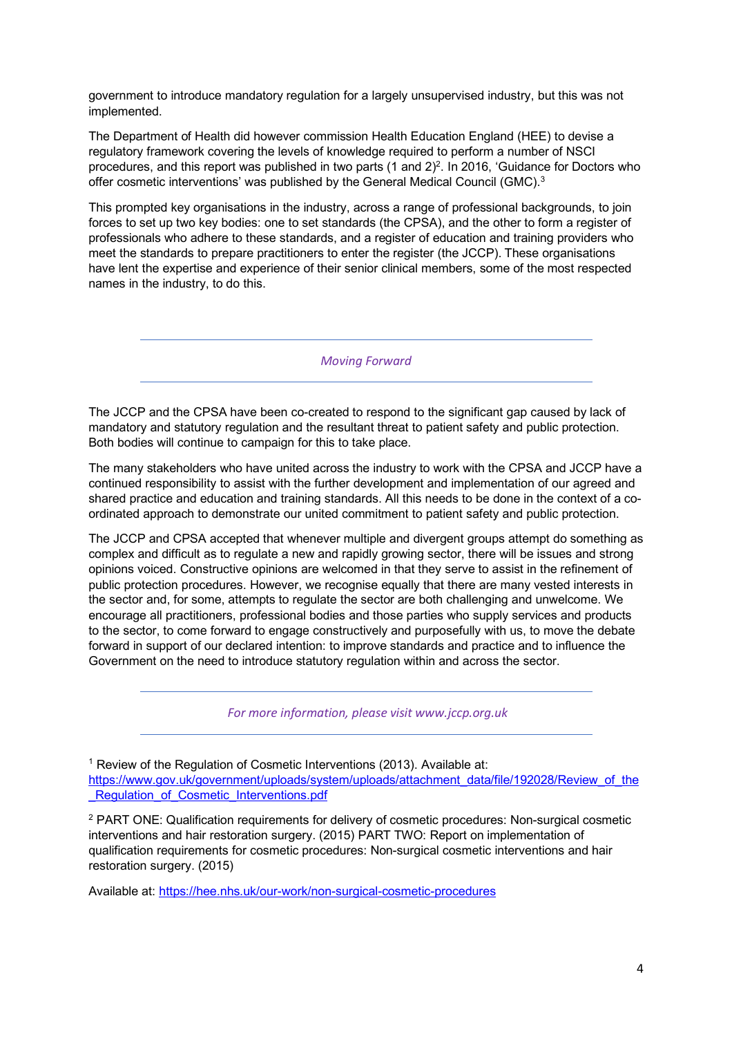government to introduce mandatory regulation for a largely unsupervised industry, but this was not implemented.

The Department of Health did however commission Health Education England (HEE) to devise a regulatory framework covering the levels of knowledge required to perform a number of NSCI procedures, and this report was published in two parts (1 and 2)[2]. In 2016, 'Guidance for Doctors who offer cosmetic interventions' was published by the General Medical Council (GMC).[3]

This prompted key organisations in the industry, across a range of professional backgrounds, to join forces to set up two key bodies: one to set standards (the CPSA), and the other to form a register of professionals who adhere to these standards, and a register of education and training providers who meet the standards to prepare practitioners to enter the register (the JCCP). These organisations have lent the expertise and experience of their senior clinical members, some of the most respected names in the industry, to do this.

---

*Moving Forward*

---

The JCCP and the CPSA have been co-created to respond to the significant gap caused by lack of mandatory and statutory regulation and the resultant threat to patient safety and public protection. Both bodies will continue to campaign for this to take place.

The many stakeholders who have united across the industry to work with the CPSA and JCCP have a continued responsibility to assist with the further development and implementation of our agreed and shared practice and education and training standards. All this needs to be done in the context of a co-ordinated approach to demonstrate our united commitment to patient safety and public protection.

The JCCP and CPSA accepted that whenever multiple and divergent groups attempt do something as complex and difficult as to regulate a new and rapidly growing sector, there will be issues and strong opinions voiced. Constructive opinions are welcomed in that they serve to assist in the refinement of public protection procedures. However, we recognise equally that there are many vested interests in the sector and, for some, attempts to regulate the sector are both challenging and unwelcome. We encourage all practitioners, professional bodies and those parties who supply services and products to the sector, to come forward to engage constructively and purposefully with us, to move the debate forward in support of our declared intention: to improve standards and practice and to influence the Government on the need to introduce statutory regulation within and across the sector.

---

*For more information, please visit www.jccp.org.uk*

---

[1] Review of the Regulation of Cosmetic Interventions (2013). Available at: https://www.gov.uk/government/uploads/system/uploads/attachment_data/file/192028/Review_of_the_Regulation_of_Cosmetic_Interventions.pdf

[2] PART ONE: Qualification requirements for delivery of cosmetic procedures: Non-surgical cosmetic interventions and hair restoration surgery. (2015) PART TWO: Report on implementation of qualification requirements for cosmetic procedures: Non-surgical cosmetic interventions and hair restoration surgery. (2015)

Available at: https://hee.nhs.uk/our-work/non-surgical-cosmetic-procedures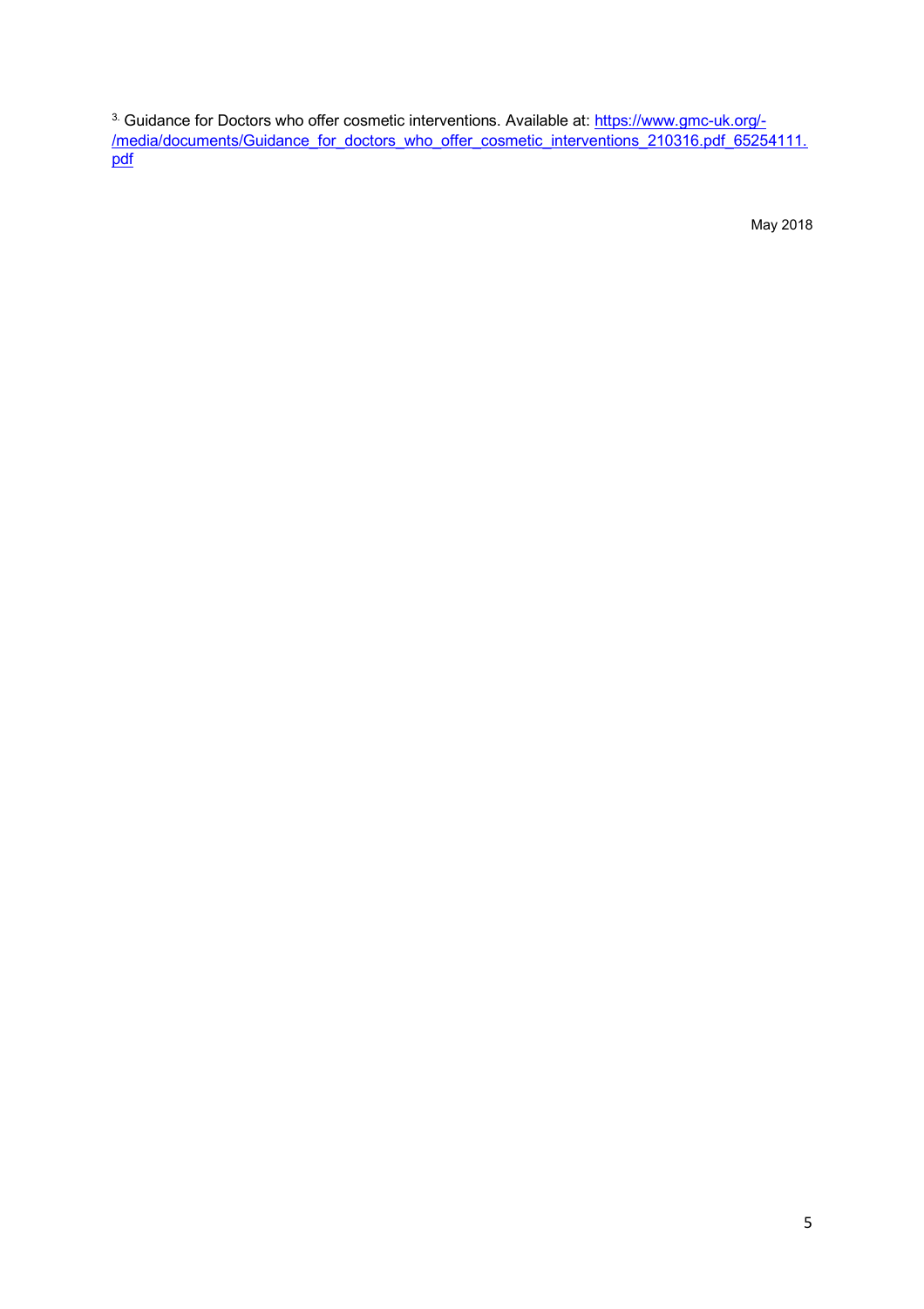[3.] Guidance for Doctors who offer cosmetic interventions. Available at: https://www.gmc-uk.org/-/media/documents/Guidance_for_doctors_who_offer_cosmetic_interventions_210316.pdf_65254111.pdf

May 2018